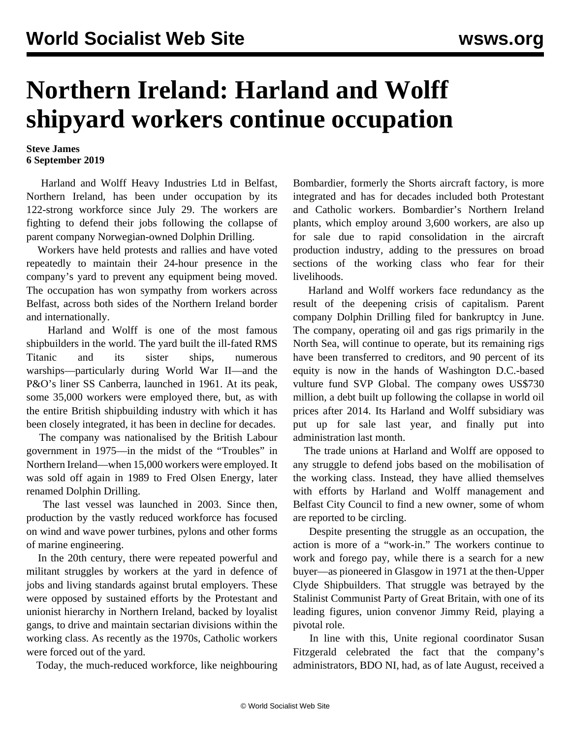# Northern Ireland: Harland and Wolff shipyard workers continue occupation

**Steve James**
**6 September 2019**

Harland and Wolff Heavy Industries Ltd in Belfast, Northern Ireland, has been under occupation by its 122-strong workforce since July 29. The workers are fighting to defend their jobs following the collapse of parent company Norwegian-owned Dolphin Drilling.

Workers have held protests and rallies and have voted repeatedly to maintain their 24-hour presence in the company's yard to prevent any equipment being moved. The occupation has won sympathy from workers across Belfast, across both sides of the Northern Ireland border and internationally.

Harland and Wolff is one of the most famous shipbuilders in the world. The yard built the ill-fated RMS Titanic and its sister ships, numerous warships—particularly during World War II—and the P&O's liner SS Canberra, launched in 1961. At its peak, some 35,000 workers were employed there, but, as with the entire British shipbuilding industry with which it has been closely integrated, it has been in decline for decades.

The company was nationalised by the British Labour government in 1975—in the midst of the "Troubles" in Northern Ireland—when 15,000 workers were employed. It was sold off again in 1989 to Fred Olsen Energy, later renamed Dolphin Drilling.

The last vessel was launched in 2003. Since then, production by the vastly reduced workforce has focused on wind and wave power turbines, pylons and other forms of marine engineering.

In the 20th century, there were repeated powerful and militant struggles by workers at the yard in defence of jobs and living standards against brutal employers. These were opposed by sustained efforts by the Protestant and unionist hierarchy in Northern Ireland, backed by loyalist gangs, to drive and maintain sectarian divisions within the working class. As recently as the 1970s, Catholic workers were forced out of the yard.

Today, the much-reduced workforce, like neighbouring Bombardier, formerly the Shorts aircraft factory, is more integrated and has for decades included both Protestant and Catholic workers. Bombardier's Northern Ireland plants, which employ around 3,600 workers, are also up for sale due to rapid consolidation in the aircraft production industry, adding to the pressures on broad sections of the working class who fear for their livelihoods.

Harland and Wolff workers face redundancy as the result of the deepening crisis of capitalism. Parent company Dolphin Drilling filed for bankruptcy in June. The company, operating oil and gas rigs primarily in the North Sea, will continue to operate, but its remaining rigs have been transferred to creditors, and 90 percent of its equity is now in the hands of Washington D.C.-based vulture fund SVP Global. The company owes US$730 million, a debt built up following the collapse in world oil prices after 2014. Its Harland and Wolff subsidiary was put up for sale last year, and finally put into administration last month.

The trade unions at Harland and Wolff are opposed to any struggle to defend jobs based on the mobilisation of the working class. Instead, they have allied themselves with efforts by Harland and Wolff management and Belfast City Council to find a new owner, some of whom are reported to be circling.

Despite presenting the struggle as an occupation, the action is more of a "work-in." The workers continue to work and forego pay, while there is a search for a new buyer—as pioneered in Glasgow in 1971 at the then-Upper Clyde Shipbuilders. That struggle was betrayed by the Stalinist Communist Party of Great Britain, with one of its leading figures, union convenor Jimmy Reid, playing a pivotal role.

In line with this, Unite regional coordinator Susan Fitzgerald celebrated the fact that the company's administrators, BDO NI, had, as of late August, received a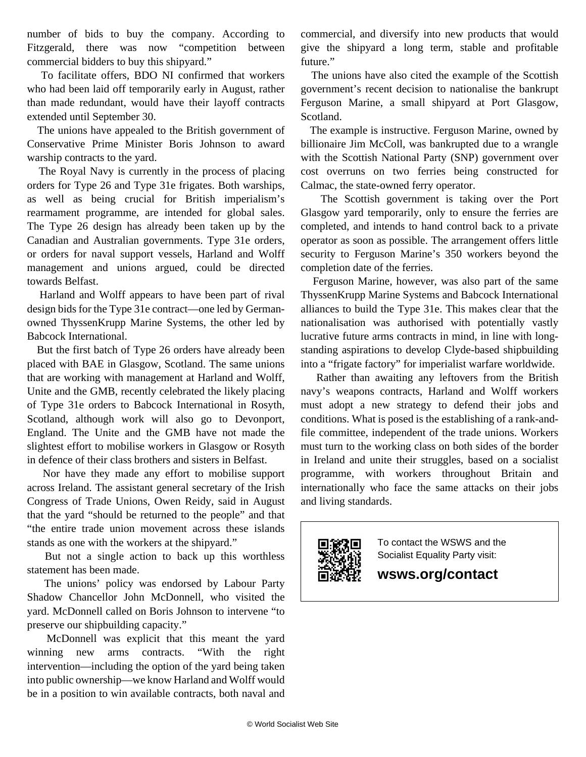number of bids to buy the company. According to Fitzgerald, there was now "competition between commercial bidders to buy this shipyard."

To facilitate offers, BDO NI confirmed that workers who had been laid off temporarily early in August, rather than made redundant, would have their layoff contracts extended until September 30.

The unions have appealed to the British government of Conservative Prime Minister Boris Johnson to award warship contracts to the yard.

The Royal Navy is currently in the process of placing orders for Type 26 and Type 31e frigates. Both warships, as well as being crucial for British imperialism's rearmament programme, are intended for global sales. The Type 26 design has already been taken up by the Canadian and Australian governments. Type 31e orders, or orders for naval support vessels, Harland and Wolff management and unions argued, could be directed towards Belfast.

Harland and Wolff appears to have been part of rival design bids for the Type 31e contract—one led by German-owned ThyssenKrupp Marine Systems, the other led by Babcock International.

But the first batch of Type 26 orders have already been placed with BAE in Glasgow, Scotland. The same unions that are working with management at Harland and Wolff, Unite and the GMB, recently celebrated the likely placing of Type 31e orders to Babcock International in Rosyth, Scotland, although work will also go to Devonport, England. The Unite and the GMB have not made the slightest effort to mobilise workers in Glasgow or Rosyth in defence of their class brothers and sisters in Belfast.

Nor have they made any effort to mobilise support across Ireland. The assistant general secretary of the Irish Congress of Trade Unions, Owen Reidy, said in August that the yard "should be returned to the people" and that "the entire trade union movement across these islands stands as one with the workers at the shipyard."

But not a single action to back up this worthless statement has been made.

The unions' policy was endorsed by Labour Party Shadow Chancellor John McDonnell, who visited the yard. McDonnell called on Boris Johnson to intervene "to preserve our shipbuilding capacity."

McDonnell was explicit that this meant the yard winning new arms contracts. "With the right intervention—including the option of the yard being taken into public ownership—we know Harland and Wolff would be in a position to win available contracts, both naval and commercial, and diversify into new products that would give the shipyard a long term, stable and profitable future."

The unions have also cited the example of the Scottish government's recent decision to nationalise the bankrupt Ferguson Marine, a small shipyard at Port Glasgow, Scotland.

The example is instructive. Ferguson Marine, owned by billionaire Jim McColl, was bankrupted due to a wrangle with the Scottish National Party (SNP) government over cost overruns on two ferries being constructed for Calmac, the state-owned ferry operator.

The Scottish government is taking over the Port Glasgow yard temporarily, only to ensure the ferries are completed, and intends to hand control back to a private operator as soon as possible. The arrangement offers little security to Ferguson Marine's 350 workers beyond the completion date of the ferries.

Ferguson Marine, however, was also part of the same ThyssenKrupp Marine Systems and Babcock International alliances to build the Type 31e. This makes clear that the nationalisation was authorised with potentially vastly lucrative future arms contracts in mind, in line with long-standing aspirations to develop Clyde-based shipbuilding into a "frigate factory" for imperialist warfare worldwide.

Rather than awaiting any leftovers from the British navy's weapons contracts, Harland and Wolff workers must adopt a new strategy to defend their jobs and conditions. What is posed is the establishing of a rank-and-file committee, independent of the trade unions. Workers must turn to the working class on both sides of the border in Ireland and unite their struggles, based on a socialist programme, with workers throughout Britain and internationally who face the same attacks on their jobs and living standards.

To contact the WSWS and the Socialist Equality Party visit:

**wsws.org/contact**